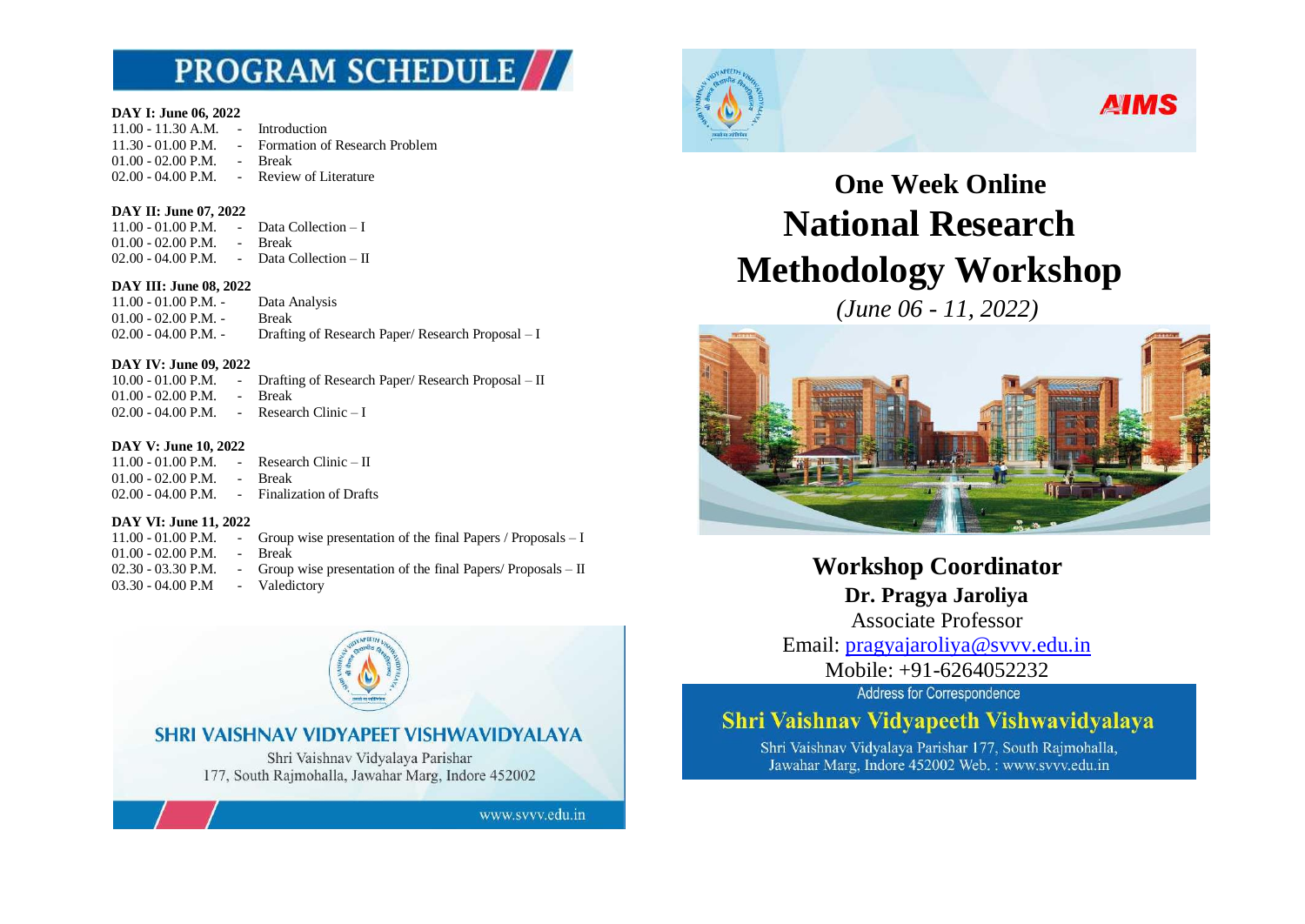# PROGRAM SCHEDULE

**DAY I: June 06, 2022**

11.00 - 11.30 A.M. - Introduction
11.30 - 01.00 P.M. - Formation of Research Problem
01.00 - 02.00 P.M. - Break
02.00 - 04.00 P.M. - Review of Literature

**DAY II: June 07, 2022**

11.00 - 01.00 P.M. - Data Collection – I
01.00 - 02.00 P.M. - Break
02.00 - 04.00 P.M. - Data Collection – II

**DAY III: June 08, 2022**

11.00 - 01.00 P.M. - Data Analysis
01.00 - 02.00 P.M. - Break
02.00 - 04.00 P.M. - Drafting of Research Paper/ Research Proposal – I

**DAY IV: June 09, 2022**

10.00 - 01.00 P.M. - Drafting of Research Paper/ Research Proposal – II
01.00 - 02.00 P.M. - Break
02.00 - 04.00 P.M. - Research Clinic – I

**DAY V: June 10, 2022**

11.00 - 01.00 P.M. - Research Clinic – II
01.00 - 02.00 P.M. - Break
02.00 - 04.00 P.M. - Finalization of Drafts

**DAY VI: June 11, 2022**

11.00 - 01.00 P.M. - Group wise presentation of the final Papers / Proposals – I
01.00 - 02.00 P.M. - Break
02.30 - 03.30 P.M. - Group wise presentation of the final Papers/ Proposals – II
03.30 - 04.00 P.M - Valedictory

**SHRI VAISHNAV VIDYAPEET VISHWAVIDYALAYA**

Shri Vaishnav Vidyalaya Parishar
177, South Rajmohalla, Jawahar Marg, Indore 452002

www.svvv.edu.in

AIMS

# One Week Online
# National Research Methodology Workshop

*(June 06 - 11, 2022)*

## Workshop Coordinator

**Dr. Pragya Jaroliya**
Associate Professor
Email: pragyajaroliya@svvv.edu.in
Mobile: +91-6264052232

Address for Correspondence

**Shri Vaishnav Vidyapeeth Vishwavidyalaya**

Shri Vaishnav Vidyalaya Parishar 177, South Rajmohalla, Jawahar Marg, Indore 452002 Web. : www.svvv.edu.in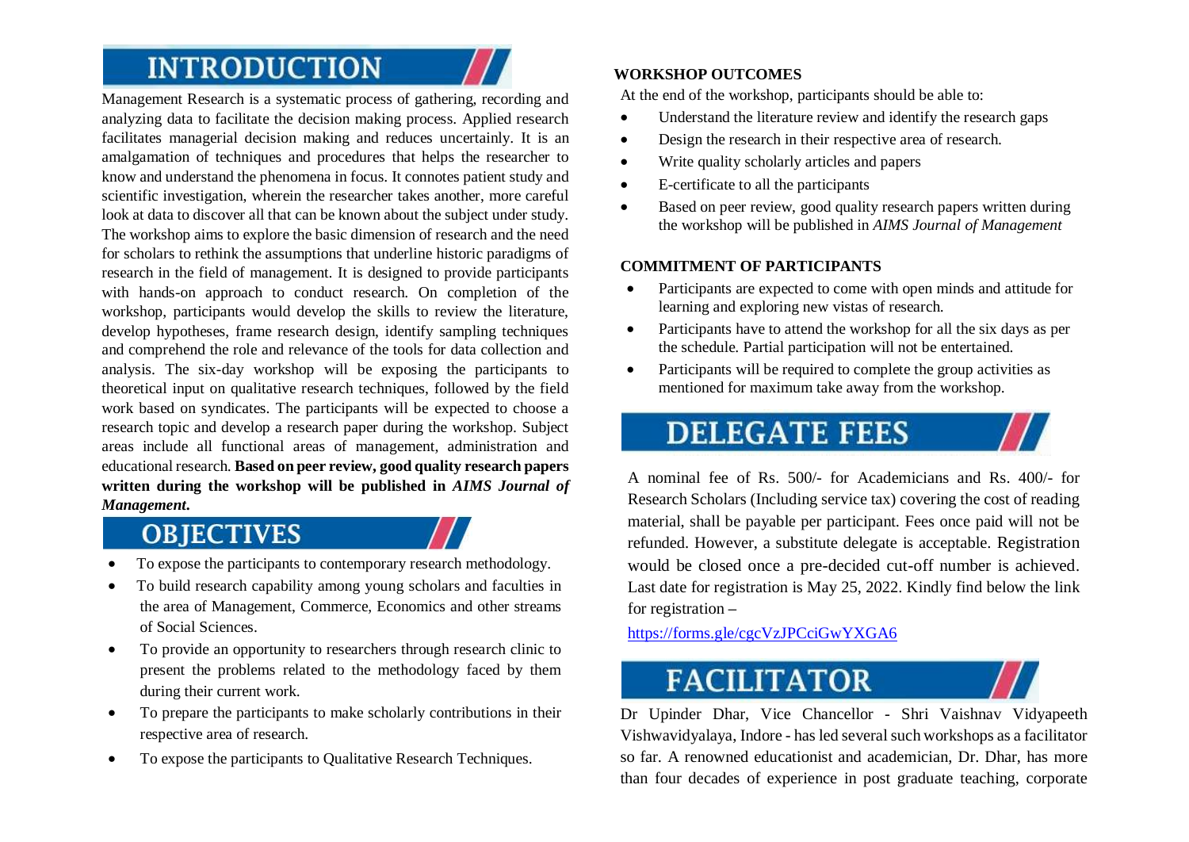## INTRODUCTION

Management Research is a systematic process of gathering, recording and analyzing data to facilitate the decision making process. Applied research facilitates managerial decision making and reduces uncertainly. It is an amalgamation of techniques and procedures that helps the researcher to know and understand the phenomena in focus. It connotes patient study and scientific investigation, wherein the researcher takes another, more careful look at data to discover all that can be known about the subject under study. The workshop aims to explore the basic dimension of research and the need for scholars to rethink the assumptions that underline historic paradigms of research in the field of management. It is designed to provide participants with hands-on approach to conduct research. On completion of the workshop, participants would develop the skills to review the literature, develop hypotheses, frame research design, identify sampling techniques and comprehend the role and relevance of the tools for data collection and analysis. The six-day workshop will be exposing the participants to theoretical input on qualitative research techniques, followed by the field work based on syndicates. The participants will be expected to choose a research topic and develop a research paper during the workshop. Subject areas include all functional areas of management, administration and educational research. **Based on peer review, good quality research papers written during the workshop will be published in *AIMS Journal of Management*.**

## OBJECTIVES

- To expose the participants to contemporary research methodology.
- To build research capability among young scholars and faculties in the area of Management, Commerce, Economics and other streams of Social Sciences.
- To provide an opportunity to researchers through research clinic to present the problems related to the methodology faced by them during their current work.
- To prepare the participants to make scholarly contributions in their respective area of research.
- To expose the participants to Qualitative Research Techniques.

### WORKSHOP OUTCOMES

At the end of the workshop, participants should be able to:

- Understand the literature review and identify the research gaps
- Design the research in their respective area of research.
- Write quality scholarly articles and papers
- E-certificate to all the participants
- Based on peer review, good quality research papers written during the workshop will be published in *AIMS Journal of Management*

### COMMITMENT OF PARTICIPANTS

- Participants are expected to come with open minds and attitude for learning and exploring new vistas of research.
- Participants have to attend the workshop for all the six days as per the schedule. Partial participation will not be entertained.
- Participants will be required to complete the group activities as mentioned for maximum take away from the workshop.

## DELEGATE FEES

A nominal fee of Rs. 500/- for Academicians and Rs. 400/- for Research Scholars (Including service tax) covering the cost of reading material, shall be payable per participant. Fees once paid will not be refunded. However, a substitute delegate is acceptable. Registration would be closed once a pre-decided cut-off number is achieved. Last date for registration is May 25, 2022. Kindly find below the link for registration –

https://forms.gle/cgcVzJPCciGwYXGA6

## FACILITATOR

Dr Upinder Dhar, Vice Chancellor - Shri Vaishnav Vidyapeeth Vishwavidyalaya, Indore - has led several such workshops as a facilitator so far. A renowned educationist and academician, Dr. Dhar, has more than four decades of experience in post graduate teaching, corporate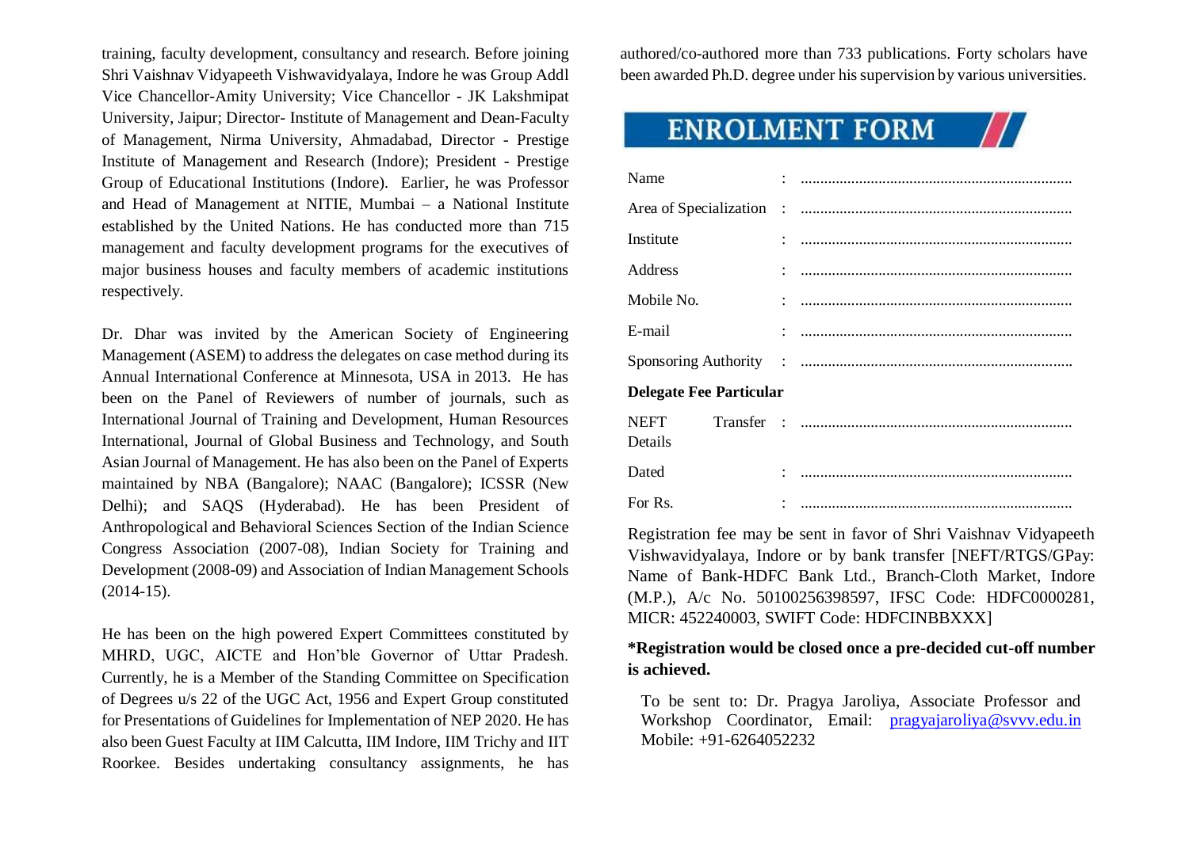training, faculty development, consultancy and research. Before joining Shri Vaishnav Vidyapeeth Vishwavidyalaya, Indore he was Group Addl Vice Chancellor-Amity University; Vice Chancellor - JK Lakshmipat University, Jaipur; Director- Institute of Management and Dean-Faculty of Management, Nirma University, Ahmadabad, Director - Prestige Institute of Management and Research (Indore); President - Prestige Group of Educational Institutions (Indore). Earlier, he was Professor and Head of Management at NITIE, Mumbai – a National Institute established by the United Nations. He has conducted more than 715 management and faculty development programs for the executives of major business houses and faculty members of academic institutions respectively.

Dr. Dhar was invited by the American Society of Engineering Management (ASEM) to address the delegates on case method during its Annual International Conference at Minnesota, USA in 2013. He has been on the Panel of Reviewers of number of journals, such as International Journal of Training and Development, Human Resources International, Journal of Global Business and Technology, and South Asian Journal of Management. He has also been on the Panel of Experts maintained by NBA (Bangalore); NAAC (Bangalore); ICSSR (New Delhi); and SAQS (Hyderabad). He has been President of Anthropological and Behavioral Sciences Section of the Indian Science Congress Association (2007-08), Indian Society for Training and Development (2008-09) and Association of Indian Management Schools (2014-15).

He has been on the high powered Expert Committees constituted by MHRD, UGC, AICTE and Hon'ble Governor of Uttar Pradesh. Currently, he is a Member of the Standing Committee on Specification of Degrees u/s 22 of the UGC Act, 1956 and Expert Group constituted for Presentations of Guidelines for Implementation of NEP 2020. He has also been Guest Faculty at IIM Calcutta, IIM Indore, IIM Trichy and IIT Roorkee. Besides undertaking consultancy assignments, he has authored/co-authored more than 733 publications. Forty scholars have been awarded Ph.D. degree under his supervision by various universities.

# ENROLMENT FORM

Name : ......................................................................

Area of Specialization : ......................................................................

Institute : ......................................................................

Address : ......................................................................

Mobile No. : ......................................................................

E-mail : ......................................................................

Sponsoring Authority : ......................................................................

**Delegate Fee Particular**

NEFT Transfer Details : ......................................................................

Dated : ......................................................................

For Rs. : ......................................................................

Registration fee may be sent in favor of Shri Vaishnav Vidyapeeth Vishwavidyalaya, Indore or by bank transfer [NEFT/RTGS/GPay: Name of Bank-HDFC Bank Ltd., Branch-Cloth Market, Indore (M.P.), A/c No. 50100256398597, IFSC Code: HDFC0000281, MICR: 452240003, SWIFT Code: HDFCINBBXXX]

**\*Registration would be closed once a pre-decided cut-off number is achieved.**

To be sent to: Dr. Pragya Jaroliya, Associate Professor and Workshop Coordinator, Email: pragyajaroliya@svvv.edu.in
Mobile: +91-6264052232